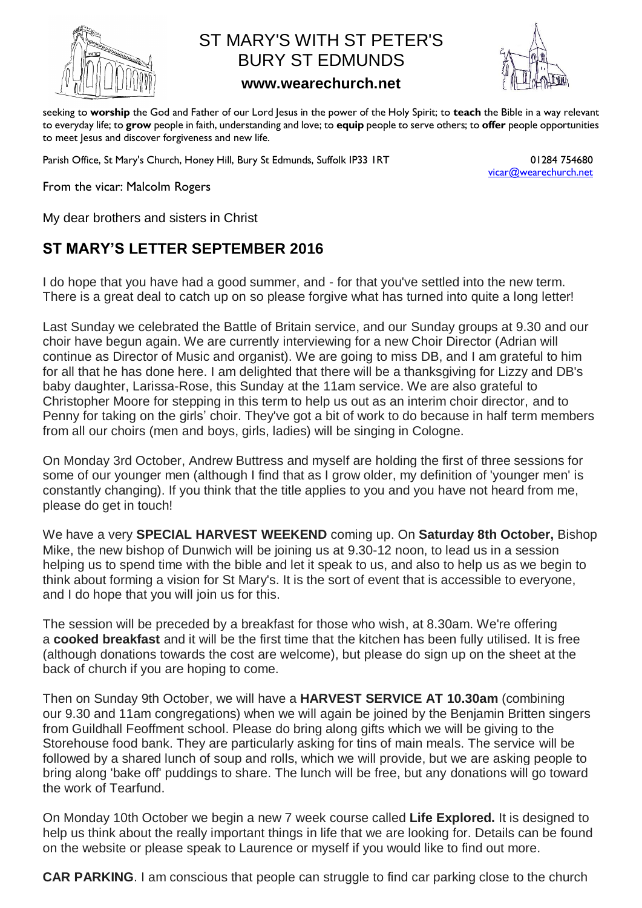# ST MARY'S WITH ST PETER'S BURY ST EDMUNDS

**www.wearechurch.net**

seeking to **worship** the God and Father of our Lord Jesus in the power of the Holy Spirit; to **teach** the Bible in a way relevant to everyday life; to **grow** people in faith, understanding and love; to **equip** people to serve others; to **offer** people opportunities to meet Jesus and discover forgiveness and new life.

Parish Office, St Mary's Church, Honey Hill, Bury St Edmunds, Suffolk IP33 1RT 01284 754680
vicar@wearechurch.net

From the vicar: Malcolm Rogers

My dear brothers and sisters in Christ

## ST MARY'S LETTER SEPTEMBER 2016

I do hope that you have had a good summer, and - for that you've settled into the new term. There is a great deal to catch up on so please forgive what has turned into quite a long letter!

Last Sunday we celebrated the Battle of Britain service, and our Sunday groups at 9.30 and our choir have begun again. We are currently interviewing for a new Choir Director (Adrian will continue as Director of Music and organist). We are going to miss DB, and I am grateful to him for all that he has done here. I am delighted that there will be a thanksgiving for Lizzy and DB's baby daughter, Larissa-Rose, this Sunday at the 11am service. We are also grateful to Christopher Moore for stepping in this term to help us out as an interim choir director, and to Penny for taking on the girls' choir. They've got a bit of work to do because in half term members from all our choirs (men and boys, girls, ladies) will be singing in Cologne.

On Monday 3rd October, Andrew Buttress and myself are holding the first of three sessions for some of our younger men (although I find that as I grow older, my definition of 'younger men' is constantly changing). If you think that the title applies to you and you have not heard from me, please do get in touch!

We have a very **SPECIAL HARVEST WEEKEND** coming up. On **Saturday 8th October,** Bishop Mike, the new bishop of Dunwich will be joining us at 9.30-12 noon, to lead us in a session helping us to spend time with the bible and let it speak to us, and also to help us as we begin to think about forming a vision for St Mary's. It is the sort of event that is accessible to everyone, and I do hope that you will join us for this.

The session will be preceded by a breakfast for those who wish, at 8.30am. We're offering a **cooked breakfast** and it will be the first time that the kitchen has been fully utilised. It is free (although donations towards the cost are welcome), but please do sign up on the sheet at the back of church if you are hoping to come.

Then on Sunday 9th October, we will have a **HARVEST SERVICE AT 10.30am** (combining our 9.30 and 11am congregations) when we will again be joined by the Benjamin Britten singers from Guildhall Feoffment school. Please do bring along gifts which we will be giving to the Storehouse food bank. They are particularly asking for tins of main meals. The service will be followed by a shared lunch of soup and rolls, which we will provide, but we are asking people to bring along 'bake off' puddings to share. The lunch will be free, but any donations will go toward the work of Tearfund.

On Monday 10th October we begin a new 7 week course called **Life Explored.** It is designed to help us think about the really important things in life that we are looking for. Details can be found on the website or please speak to Laurence or myself if you would like to find out more.

**CAR PARKING**. I am conscious that people can struggle to find car parking close to the church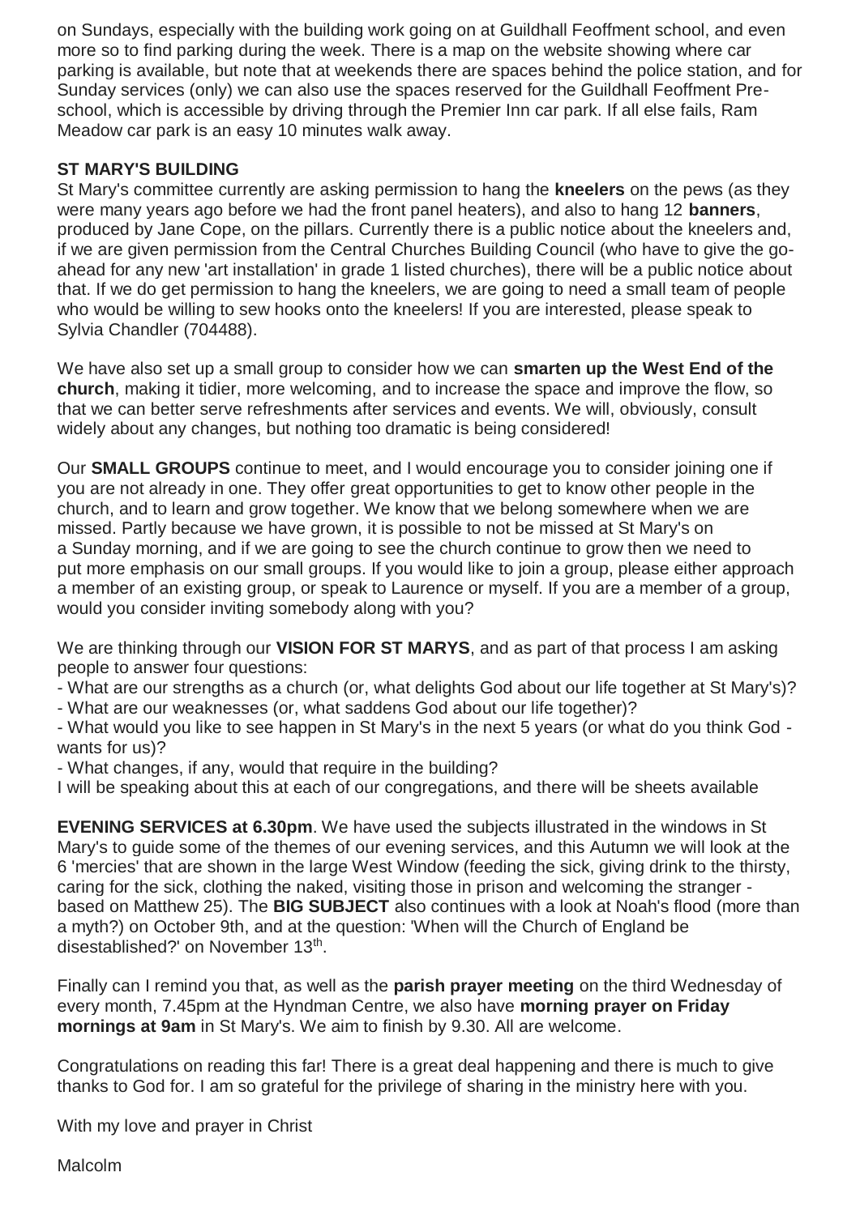on Sundays, especially with the building work going on at Guildhall Feoffment school, and even more so to find parking during the week. There is a map on the website showing where car parking is available, but note that at weekends there are spaces behind the police station, and for Sunday services (only) we can also use the spaces reserved for the Guildhall Feoffment Pre-school, which is accessible by driving through the Premier Inn car park. If all else fails, Ram Meadow car park is an easy 10 minutes walk away.

**ST MARY'S BUILDING**

St Mary's committee currently are asking permission to hang the **kneelers** on the pews (as they were many years ago before we had the front panel heaters), and also to hang 12 **banners**, produced by Jane Cope, on the pillars. Currently there is a public notice about the kneelers and, if we are given permission from the Central Churches Building Council (who have to give the go-ahead for any new 'art installation' in grade 1 listed churches), there will be a public notice about that. If we do get permission to hang the kneelers, we are going to need a small team of people who would be willing to sew hooks onto the kneelers! If you are interested, please speak to Sylvia Chandler (704488).

We have also set up a small group to consider how we can **smarten up the West End of the church**, making it tidier, more welcoming, and to increase the space and improve the flow, so that we can better serve refreshments after services and events. We will, obviously, consult widely about any changes, but nothing too dramatic is being considered!

Our **SMALL GROUPS** continue to meet, and I would encourage you to consider joining one if you are not already in one. They offer great opportunities to get to know other people in the church, and to learn and grow together. We know that we belong somewhere when we are missed. Partly because we have grown, it is possible to not be missed at St Mary's on a Sunday morning, and if we are going to see the church continue to grow then we need to put more emphasis on our small groups. If you would like to join a group, please either approach a member of an existing group, or speak to Laurence or myself. If you are a member of a group, would you consider inviting somebody along with you?

We are thinking through our **VISION FOR ST MARYS**, and as part of that process I am asking people to answer four questions:

- What are our strengths as a church (or, what delights God about our life together at St Mary's)?
- What are our weaknesses (or, what saddens God about our life together)?
- What would you like to see happen in St Mary's in the next 5 years (or what do you think God - wants for us)?
- What changes, if any, would that require in the building?

I will be speaking about this at each of our congregations, and there will be sheets available

**EVENING SERVICES at 6.30pm**. We have used the subjects illustrated in the windows in St Mary's to guide some of the themes of our evening services, and this Autumn we will look at the 6 'mercies' that are shown in the large West Window (feeding the sick, giving drink to the thirsty, caring for the sick, clothing the naked, visiting those in prison and welcoming the stranger - based on Matthew 25). The **BIG SUBJECT** also continues with a look at Noah's flood (more than a myth?) on October 9th, and at the question: 'When will the Church of England be disestablished?' on November 13th.

Finally can I remind you that, as well as the **parish prayer meeting** on the third Wednesday of every month, 7.45pm at the Hyndman Centre, we also have **morning prayer on Friday mornings at 9am** in St Mary's. We aim to finish by 9.30. All are welcome.

Congratulations on reading this far! There is a great deal happening and there is much to give thanks to God for. I am so grateful for the privilege of sharing in the ministry here with you.

With my love and prayer in Christ

Malcolm